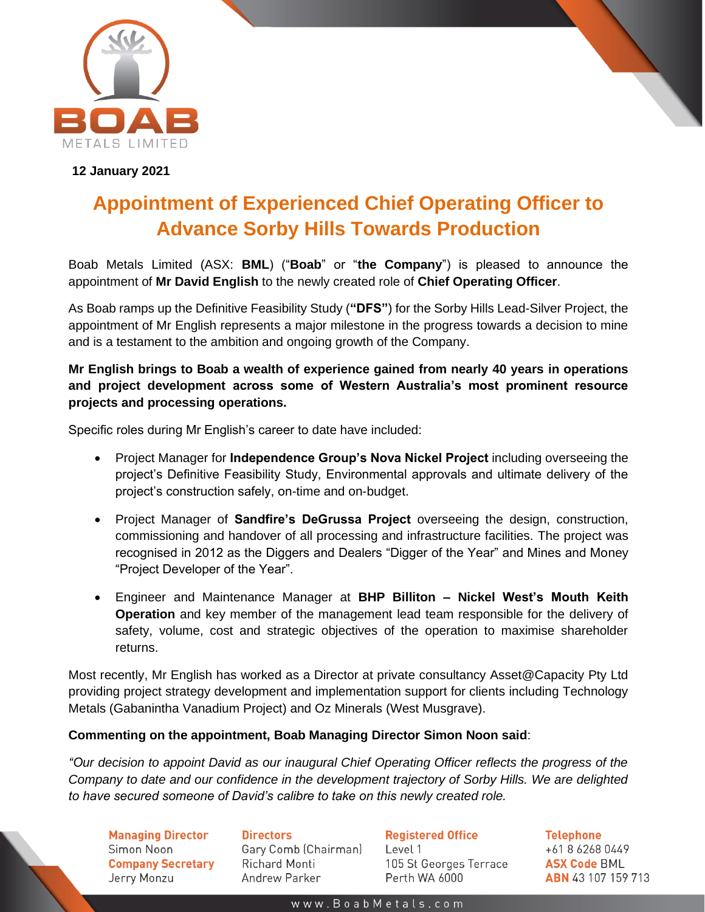**12 January 2021**

# Appointment of Experienced Chief Operating Officer to Advance Sorby Hills Towards Production

Boab Metals Limited (ASX: **BML**) ("**Boab**" or "**the Company**") is pleased to announce the appointment of **Mr David English** to the newly created role of **Chief Operating Officer**.

As Boab ramps up the Definitive Feasibility Study (**"DFS"**) for the Sorby Hills Lead-Silver Project, the appointment of Mr English represents a major milestone in the progress towards a decision to mine and is a testament to the ambition and ongoing growth of the Company.

**Mr English brings to Boab a wealth of experience gained from nearly 40 years in operations and project development across some of Western Australia's most prominent resource projects and processing operations.**

Specific roles during Mr English's career to date have included:

- Project Manager for **Independence Group's Nova Nickel Project** including overseeing the project's Definitive Feasibility Study, Environmental approvals and ultimate delivery of the project's construction safely, on-time and on-budget.
- Project Manager of **Sandfire's DeGrussa Project** overseeing the design, construction, commissioning and handover of all processing and infrastructure facilities. The project was recognised in 2012 as the Diggers and Dealers "Digger of the Year" and Mines and Money "Project Developer of the Year".
- Engineer and Maintenance Manager at **BHP Billiton – Nickel West's Mouth Keith Operation** and key member of the management lead team responsible for the delivery of safety, volume, cost and strategic objectives of the operation to maximise shareholder returns.

Most recently, Mr English has worked as a Director at private consultancy Asset@Capacity Pty Ltd providing project strategy development and implementation support for clients including Technology Metals (Gabanintha Vanadium Project) and Oz Minerals (West Musgrave).

**Commenting on the appointment, Boab Managing Director Simon Noon said**:

*"Our decision to appoint David as our inaugural Chief Operating Officer reflects the progress of the Company to date and our confidence in the development trajectory of Sorby Hills. We are delighted to have secured someone of David's calibre to take on this newly created role.*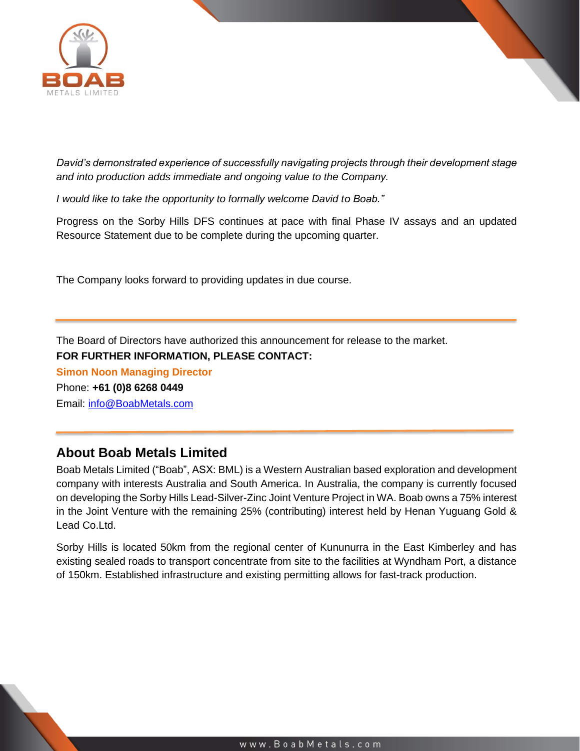*David's demonstrated experience of successfully navigating projects through their development stage and into production adds immediate and ongoing value to the Company.*

*I would like to take the opportunity to formally welcome David to Boab."*

Progress on the Sorby Hills DFS continues at pace with final Phase IV assays and an updated Resource Statement due to be complete during the upcoming quarter.

The Company looks forward to providing updates in due course.

---

The Board of Directors have authorized this announcement for release to the market.

**FOR FURTHER INFORMATION, PLEASE CONTACT:**

**Simon Noon Managing Director**

Phone: **+61 (0)8 6268 0449**

Email: info@BoabMetals.com

---

## About Boab Metals Limited

Boab Metals Limited ("Boab", ASX: BML) is a Western Australian based exploration and development company with interests Australia and South America. In Australia, the company is currently focused on developing the Sorby Hills Lead-Silver-Zinc Joint Venture Project in WA. Boab owns a 75% interest in the Joint Venture with the remaining 25% (contributing) interest held by Henan Yuguang Gold & Lead Co.Ltd.

Sorby Hills is located 50km from the regional center of Kununurra in the East Kimberley and has existing sealed roads to transport concentrate from site to the facilities at Wyndham Port, a distance of 150km. Established infrastructure and existing permitting allows for fast-track production.